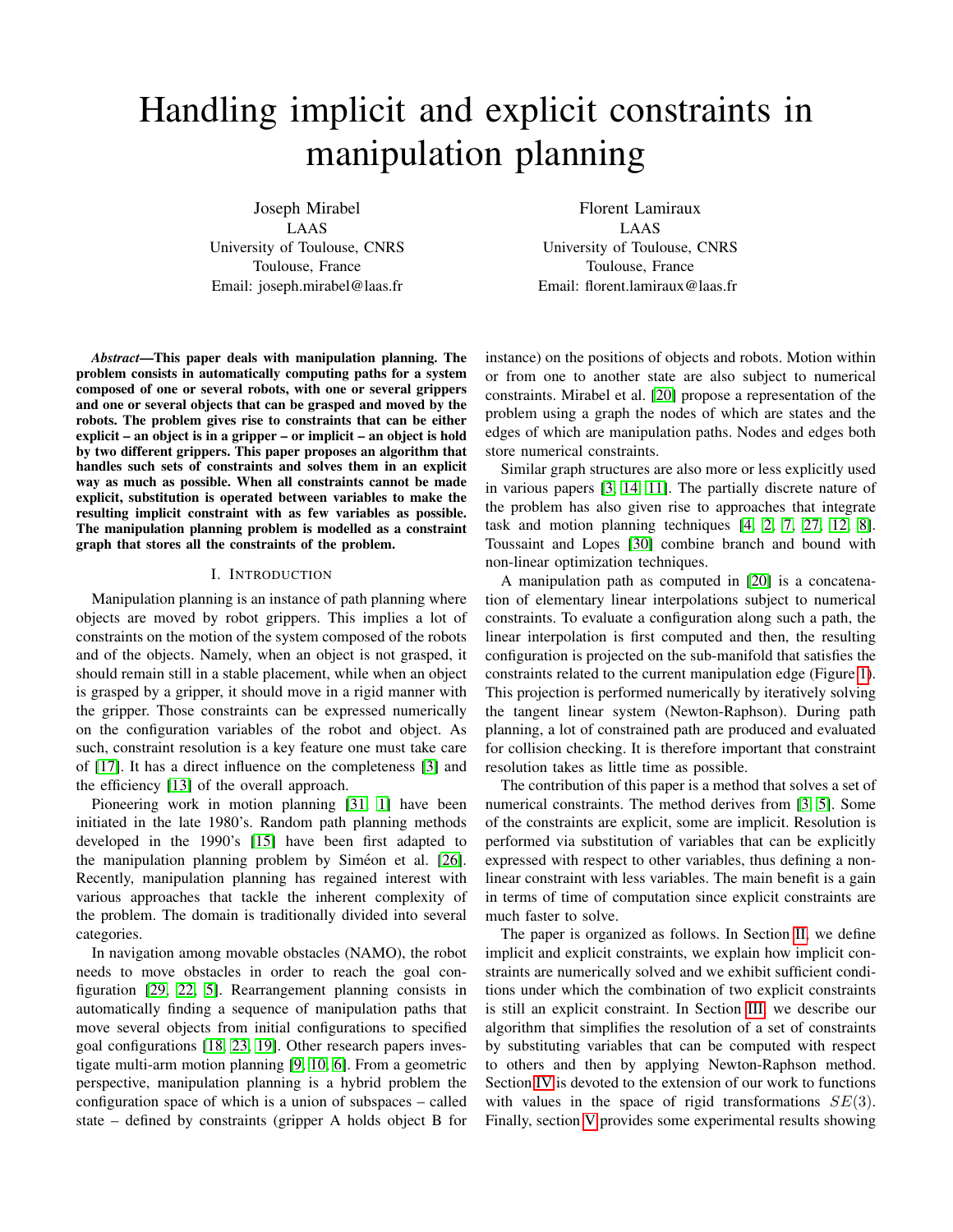# Handling implicit and explicit constraints in manipulation planning

Joseph Mirabel
LAAS
University of Toulouse, CNRS
Toulouse, France
Email: joseph.mirabel@laas.fr

Florent Lamiraux
LAAS
University of Toulouse, CNRS
Toulouse, France
Email: florent.lamiraux@laas.fr

***Abstract*—This paper deals with manipulation planning. The problem consists in automatically computing paths for a system composed of one or several robots, with one or several grippers and one or several objects that can be grasped and moved by the robots. The problem gives rise to constraints that can be either explicit – an object is in a gripper – or implicit – an object is hold by two different grippers. This paper proposes an algorithm that handles such sets of constraints and solves them in an explicit way as much as possible. When all constraints cannot be made explicit, substitution is operated between variables to make the resulting implicit constraint with as few variables as possible. The manipulation planning problem is modelled as a constraint graph that stores all the constraints of the problem.**

## I. Introduction

Manipulation planning is an instance of path planning where objects are moved by robot grippers. This implies a lot of constraints on the motion of the system composed of the robots and of the objects. Namely, when an object is not grasped, it should remain still in a stable placement, while when an object is grasped by a gripper, it should move in a rigid manner with the gripper. Those constraints can be expressed numerically on the configuration variables of the robot and object. As such, constraint resolution is a key feature one must take care of [17]. It has a direct influence on the completeness [3] and the efficiency [13] of the overall approach.

Pioneering work in motion planning [31, 1] have been initiated in the late 1980's. Random path planning methods developed in the 1990's [15] have been first adapted to the manipulation planning problem by Siméon et al. [26]. Recently, manipulation planning has regained interest with various approaches that tackle the inherent complexity of the problem. The domain is traditionally divided into several categories.

In navigation among movable obstacles (NAMO), the robot needs to move obstacles in order to reach the goal configuration [29, 22, 5]. Rearrangement planning consists in automatically finding a sequence of manipulation paths that move several objects from initial configurations to specified goal configurations [18, 23, 19]. Other research papers investigate multi-arm motion planning [9, 10, 6]. From a geometric perspective, manipulation planning is a hybrid problem the configuration space of which is a union of subspaces – called state – defined by constraints (gripper A holds object B for instance) on the positions of objects and robots. Motion within or from one to another state are also subject to numerical constraints. Mirabel et al. [20] propose a representation of the problem using a graph the nodes of which are states and the edges of which are manipulation paths. Nodes and edges both store numerical constraints.

Similar graph structures are also more or less explicitly used in various papers [3, 14, 11]. The partially discrete nature of the problem has also given rise to approaches that integrate task and motion planning techniques [4, 2, 7, 27, 12, 8]. Toussaint and Lopes [30] combine branch and bound with non-linear optimization techniques.

A manipulation path as computed in [20] is a concatenation of elementary linear interpolations subject to numerical constraints. To evaluate a configuration along such a path, the linear interpolation is first computed and then, the resulting configuration is projected on the sub-manifold that satisfies the constraints related to the current manipulation edge (Figure 1). This projection is performed numerically by iteratively solving the tangent linear system (Newton-Raphson). During path planning, a lot of constrained path are produced and evaluated for collision checking. It is therefore important that constraint resolution takes as little time as possible.

The contribution of this paper is a method that solves a set of numerical constraints. The method derives from [3, 5]. Some of the constraints are explicit, some are implicit. Resolution is performed via substitution of variables that can be explicitly expressed with respect to other variables, thus defining a non-linear constraint with less variables. The main benefit is a gain in terms of time of computation since explicit constraints are much faster to solve.

The paper is organized as follows. In Section II, we define implicit and explicit constraints, we explain how implicit constraints are numerically solved and we exhibit sufficient conditions under which the combination of two explicit constraints is still an explicit constraint. In Section III, we describe our algorithm that simplifies the resolution of a set of constraints by substituting variables that can be computed with respect to others and then by applying Newton-Raphson method. Section IV is devoted to the extension of our work to functions with values in the space of rigid transformations $SE(3)$. Finally, section V provides some experimental results showing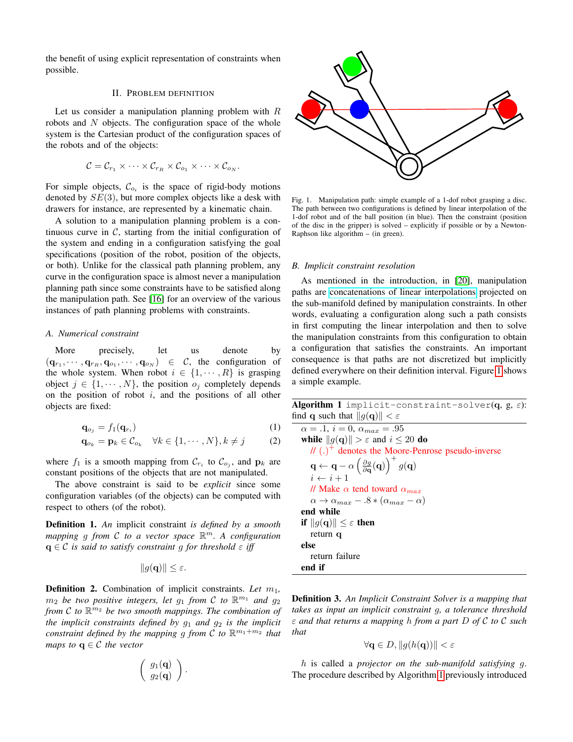the benefit of using explicit representation of constraints when possible.

## II. Problem definition

Let us consider a manipulation planning problem with $R$ robots and $N$ objects. The configuration space of the whole system is the Cartesian product of the configuration spaces of the robots and of the objects:

$$\mathcal{C} = \mathcal{C}_{r_1} \times \cdots \times \mathcal{C}_{r_R} \times \mathcal{C}_{o_1} \times \cdots \times \mathcal{C}_{o_N}.$$

For simple objects, $\mathcal{C}_{o_i}$ is the space of rigid-body motions denoted by $SE(3)$, but more complex objects like a desk with drawers for instance, are represented by a kinematic chain.

A solution to a manipulation planning problem is a continuous curve in $\mathcal{C}$, starting from the initial configuration of the system and ending in a configuration satisfying the goal specifications (position of the robot, position of the objects, or both). Unlike for the classical path planning problem, any curve in the configuration space is almost never a manipulation planning path since some constraints have to be satisfied along the manipulation path. See [16] for an overview of the various instances of path planning problems with constraints.

### A. Numerical constraint

More precisely, let us denote by $(\mathbf{q}_{r_1}, \cdots, \mathbf{q}_{r_R}, \mathbf{q}_{o_1}, \cdots, \mathbf{q}_{o_N}) \in \mathcal{C}$, the configuration of the whole system. When robot $i \in \{1, \cdots, R\}$ is grasping object $j \in \{1, \cdots, N\}$, the position $o_j$ completely depends on the position of robot $i$, and the positions of all other objects are fixed:

$$\mathbf{q}_{o_j} = f_1(\mathbf{q}_{r_i}) \tag{1}$$

$$\mathbf{q}_{o_k} = \mathbf{p}_k \in \mathcal{C}_{o_k} \quad \forall k \in \{1, \cdots, N\}, k \neq j \tag{2}$$

where $f_1$ is a smooth mapping from $\mathcal{C}_{r_i}$ to $\mathcal{C}_{o_j}$, and $\mathbf{p}_k$ are constant positions of the objects that are not manipulated.

The above constraint is said to be *explicit* since some configuration variables (of the objects) can be computed with respect to others (of the robot).

**Definition 1.** *An* implicit constraint *is defined by a smooth mapping $g$ from $\mathcal{C}$ to a vector space $\mathbb{R}^m$. A configuration $\mathbf{q} \in \mathcal{C}$ is said to satisfy constraint $g$ for threshold $\varepsilon$ iff*

$$\|g(\mathbf{q})\| \leq \varepsilon.$$

**Definition 2.** Combination of implicit constraints. *Let $m_1$, $m_2$ be two positive integers, let $g_1$ from $\mathcal{C}$ to $\mathbb{R}^{m_1}$ and $g_2$ from $\mathcal{C}$ to $\mathbb{R}^{m_2}$ be two smooth mappings. The combination of the implicit constraints defined by $g_1$ and $g_2$ is the implicit constraint defined by the mapping $g$ from $\mathcal{C}$ to $\mathbb{R}^{m_1+m_2}$ that maps to $\mathbf{q} \in \mathcal{C}$ the vector*

$$\begin{pmatrix} g_1(\mathbf{q}) \\ g_2(\mathbf{q}) \end{pmatrix}.$$

Fig. 1. Manipulation path: simple example of a 1-dof robot grasping a disc. The path between two configurations is defined by linear interpolation of the 1-dof robot and of the ball position (in blue). Then the constraint (position of the disc in the gripper) is solved – explicitly if possible or by a Newton-Raphson like algorithm – (in green).

### B. Implicit constraint resolution

As mentioned in the introduction, in [20], manipulation paths are concatenations of linear interpolations projected on the sub-manifold defined by manipulation constraints. In other words, evaluating a configuration along such a path consists in first computing the linear interpolation and then to solve the manipulation constraints from this configuration to obtain a configuration that satisfies the constraints. An important consequence is that paths are not discretized but implicitly defined everywhere on their definition interval. Figure 1 shows a simple example.

**Algorithm 1** `implicit-constraint-solver`($\mathbf{q}$, g, $\varepsilon$): find $\mathbf{q}$ such that $\|g(\mathbf{q})\| < \varepsilon$

```
α = .1, i = 0, α_max = .95
while ||g(q)|| > ε and i ≤ 20 do
    // (.)^+ denotes the Moore-Penrose pseudo-inverse
    q ← q − α ( ∂g/∂q (q) )^+ g(q)
    i ← i + 1
    // Make α tend toward α_max
    α → α_max − .8 * (α_max − α)
end while
if ||g(q)|| ≤ ε then
    return q
else
    return failure
end if
```

**Definition 3.** *An Implicit Constraint Solver is a mapping that takes as input an implicit constraint $g$, a tolerance threshold $\varepsilon$ and that returns a mapping $h$ from a part $D$ of $\mathcal{C}$ to $\mathcal{C}$ such that*

$$\forall \mathbf{q} \in D, \|g(h(\mathbf{q}))\| < \varepsilon$$

$h$ is called a *projector on the sub-manifold satisfying* $g$. The procedure described by Algorithm 1 previously introduced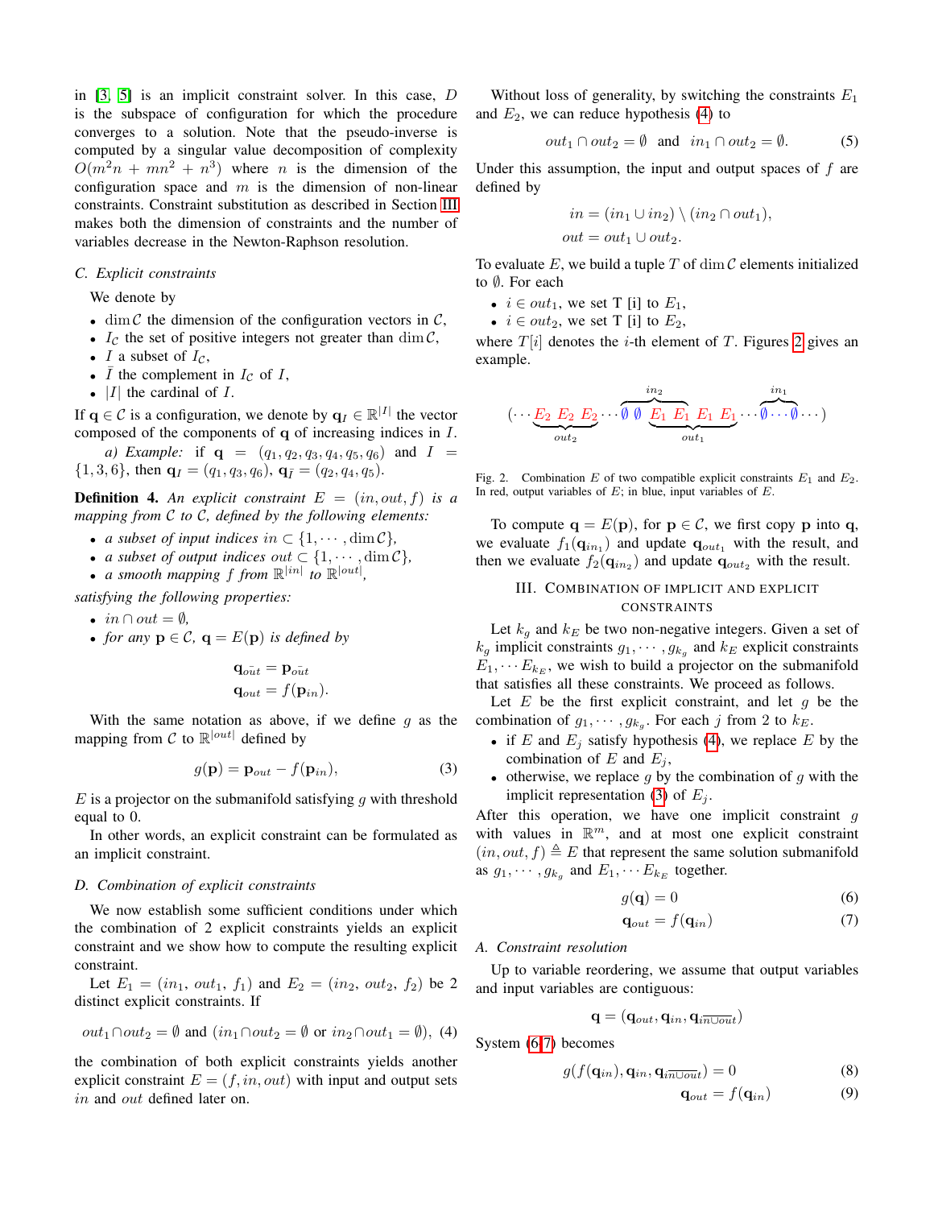in [3, 5] is an implicit constraint solver. In this case, $D$ is the subspace of configuration for which the procedure converges to a solution. Note that the pseudo-inverse is computed by a singular value decomposition of complexity $O(m^2n + mn^2 + n^3)$ where $n$ is the dimension of the configuration space and $m$ is the dimension of non-linear constraints. Constraint substitution as described in Section III makes both the dimension of constraints and the number of variables decrease in the Newton-Raphson resolution.

### C. Explicit constraints

We denote by

- $\dim \mathcal{C}$ the dimension of the configuration vectors in $\mathcal{C}$,
- $I_{\mathcal{C}}$ the set of positive integers not greater than $\dim \mathcal{C}$,
- $I$ a subset of $I_{\mathcal{C}}$,
- $\bar{I}$ the complement in $I_{\mathcal{C}}$ of $I$,
- $|I|$ the cardinal of $I$.

If $\mathbf{q} \in \mathcal{C}$ is a configuration, we denote by $\mathbf{q}_I \in \mathbb{R}^{|I|}$ the vector composed of the components of $\mathbf{q}$ of increasing indices in $I$.

*a) Example:* if $\mathbf{q} = (q_1, q_2, q_3, q_4, q_5, q_6)$ and $I = \{1, 3, 6\}$, then $\mathbf{q}_I = (q_1, q_3, q_6)$, $\mathbf{q}_{\bar{I}} = (q_2, q_4, q_5)$.

**Definition 4.** *An explicit constraint $E = (in, out, f)$ is a mapping from $\mathcal{C}$ to $\mathcal{C}$, defined by the following elements:*

- *a subset of input indices $in \subset \{1, \cdots, \dim \mathcal{C}\}$,*
- *a subset of output indices $out \subset \{1, \cdots, \dim \mathcal{C}\}$,*
- *a smooth mapping $f$ from $\mathbb{R}^{|in|}$ to $\mathbb{R}^{|out|}$,*

*satisfying the following properties:*

- *$in \cap out = \emptyset$,*
- *for any $\mathbf{p} \in \mathcal{C}$, $\mathbf{q} = E(\mathbf{p})$ is defined by*

$$\mathbf{q}_{\bar{out}} = \mathbf{p}_{\bar{out}}$$
$$\mathbf{q}_{out} = f(\mathbf{p}_{in}).$$

With the same notation as above, if we define $g$ as the mapping from $\mathcal{C}$ to $\mathbb{R}^{|out|}$ defined by

$$g(\mathbf{p}) = \mathbf{p}_{out} - f(\mathbf{p}_{in}), \tag{3}$$

$E$ is a projector on the submanifold satisfying $g$ with threshold equal to 0.

In other words, an explicit constraint can be formulated as an implicit constraint.

### D. Combination of explicit constraints

We now establish some sufficient conditions under which the combination of 2 explicit constraints yields an explicit constraint and we show how to compute the resulting explicit constraint.

Let $E_1 = (in_1, out_1, f_1)$ and $E_2 = (in_2, out_2, f_2)$ be 2 distinct explicit constraints. If

$$out_1 \cap out_2 = \emptyset \text{ and } (in_1 \cap out_2 = \emptyset \text{ or } in_2 \cap out_1 = \emptyset), \tag{4}$$

the combination of both explicit constraints yields another explicit constraint $E = (f, in, out)$ with input and output sets $in$ and $out$ defined later on.

Without loss of generality, by switching the constraints $E_1$ and $E_2$, we can reduce hypothesis (4) to

$$out_1 \cap out_2 = \emptyset \quad \text{and} \quad in_1 \cap out_2 = \emptyset. \tag{5}$$

Under this assumption, the input and output spaces of $f$ are defined by

$$in = (in_1 \cup in_2) \setminus (in_2 \cap out_1),$$
$$out = out_1 \cup out_2.$$

To evaluate $E$, we build a tuple $T$ of $\dim \mathcal{C}$ elements initialized to $\emptyset$. For each

- $i \in out_1$, we set T [i] to $E_1$,
- $i \in out_2$, we set T [i] to $E_2$,

where $T[i]$ denotes the $i$-th element of $T$. Figures 2 gives an example.

$$(\cdots \underbrace{E_2\ E_2\ E_2}_{out_2} \cdots \overbrace{\emptyset\ \emptyset\ \underbrace{E_1\ E_1}}^{in_2}\underbrace{\ E_1\ E_1}_{out_1} \cdots \overbrace{\emptyset \cdots \emptyset}^{in_1} \cdots)$$

Fig. 2. Combination $E$ of two compatible explicit constraints $E_1$ and $E_2$. In red, output variables of $E$; in blue, input variables of $E$.

To compute $\mathbf{q} = E(\mathbf{p})$, for $\mathbf{p} \in \mathcal{C}$, we first copy $\mathbf{p}$ into $\mathbf{q}$, we evaluate $f_1(\mathbf{q}_{in_1})$ and update $\mathbf{q}_{out_1}$ with the result, and then we evaluate $f_2(\mathbf{q}_{in_2})$ and update $\mathbf{q}_{out_2}$ with the result.

## III. Combination of Implicit and Explicit Constraints

Let $k_g$ and $k_E$ be two non-negative integers. Given a set of $k_g$ implicit constraints $g_1, \cdots, g_{k_g}$ and $k_E$ explicit constraints $E_1, \cdots E_{k_E}$, we wish to build a projector on the submanifold that satisfies all these constraints. We proceed as follows.

Let $E$ be the first explicit constraint, and let $g$ be the combination of $g_1, \cdots, g_{k_g}$. For each $j$ from 2 to $k_E$.

- if $E$ and $E_j$ satisfy hypothesis (4), we replace $E$ by the combination of $E$ and $E_j$,
- otherwise, we replace $g$ by the combination of $g$ with the implicit representation (3) of $E_j$.

After this operation, we have one implicit constraint $g$ with values in $\mathbb{R}^m$, and at most one explicit constraint $(in, out, f) \triangleq E$ that represent the same solution submanifold as $g_1, \cdots, g_{k_g}$ and $E_1, \cdots E_{k_E}$ together.

$$g(\mathbf{q}) = 0 \tag{6}$$
$$\mathbf{q}_{out} = f(\mathbf{q}_{in}) \tag{7}$$

### A. Constraint resolution

Up to variable reordering, we assume that output variables and input variables are contiguous:

$$\mathbf{q} = (\mathbf{q}_{out}, \mathbf{q}_{in}, \mathbf{q}_{\overline{in \cup out}})$$

System (6-7) becomes

$$g(f(\mathbf{q}_{in}), \mathbf{q}_{in}, \mathbf{q}_{\overline{in \cup out}}) = 0 \tag{8}$$
$$\mathbf{q}_{out} = f(\mathbf{q}_{in}) \tag{9}$$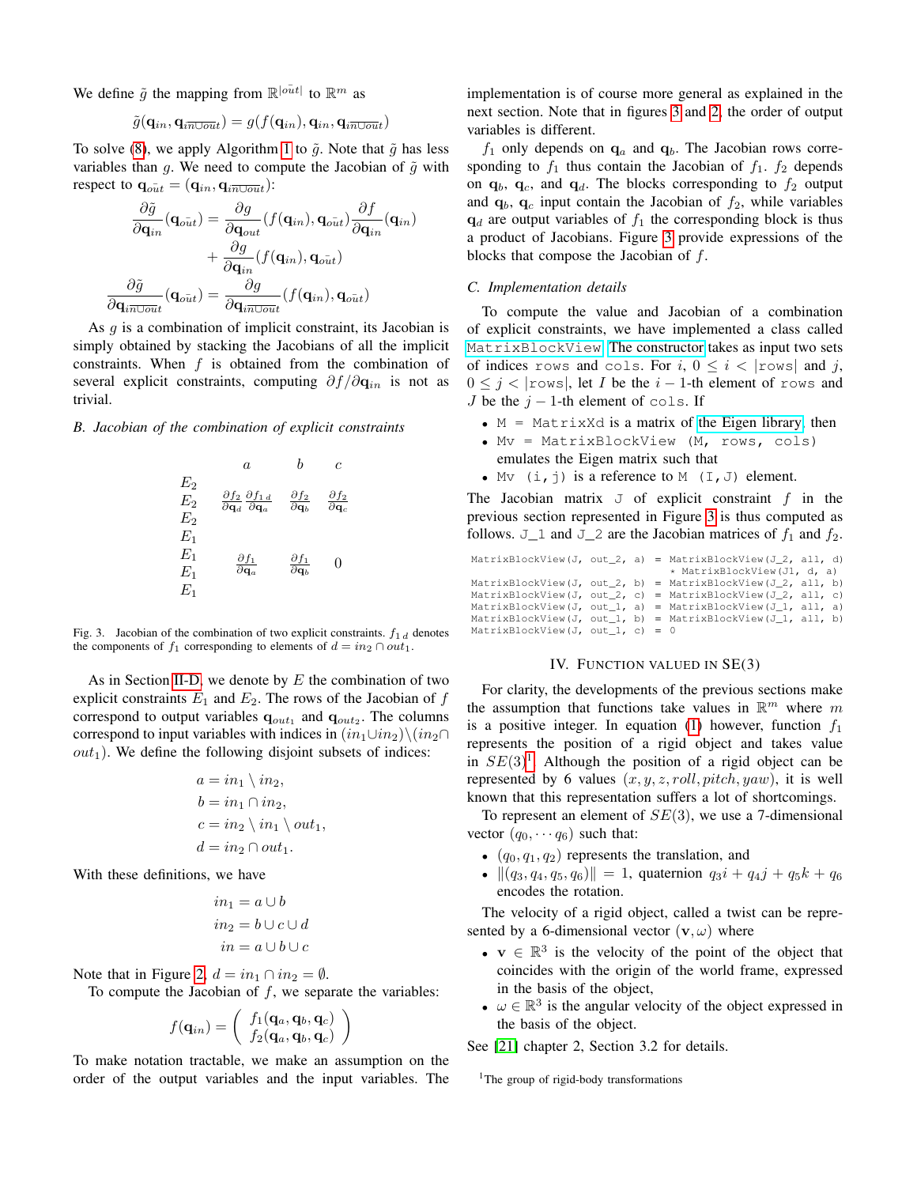We define $\tilde{g}$ the mapping from $\mathbb{R}^{|\tilde{out}|}$ to $\mathbb{R}^m$ as

$$\tilde{g}(\mathbf{q}_{in}, \mathbf{q}_{\overline{in \cup out}}) = g(f(\mathbf{q}_{in}), \mathbf{q}_{in}, \mathbf{q}_{\overline{in \cup out}})$$

To solve (8), we apply Algorithm 1 to $\tilde{g}$. Note that $\tilde{g}$ has less variables than $g$. We need to compute the Jacobian of $\tilde{g}$ with respect to $\mathbf{q}_{\tilde{out}} = (\mathbf{q}_{in}, \mathbf{q}_{\overline{in \cup out}})$:

$$\frac{\partial \tilde{g}}{\partial \mathbf{q}_{in}}(\mathbf{q}_{\tilde{out}}) = \frac{\partial g}{\partial \mathbf{q}_{out}}(f(\mathbf{q}_{in}), \mathbf{q}_{\tilde{out}})\frac{\partial f}{\partial \mathbf{q}_{in}}(\mathbf{q}_{in}) + \frac{\partial g}{\partial \mathbf{q}_{in}}(f(\mathbf{q}_{in}), \mathbf{q}_{\tilde{out}})$$

$$\frac{\partial \tilde{g}}{\partial \mathbf{q}_{\overline{in \cup out}}}(\mathbf{q}_{\tilde{out}}) = \frac{\partial g}{\partial \mathbf{q}_{\overline{in \cup out}}}(f(\mathbf{q}_{in}), \mathbf{q}_{\tilde{out}})$$

As $g$ is a combination of implicit constraint, its Jacobian is simply obtained by stacking the Jacobians of all the implicit constraints. When $f$ is obtained from the combination of several explicit constraints, computing $\partial f / \partial \mathbf{q}_{in}$ is not as trivial.

### B. Jacobian of the combination of explicit constraints

| | $a$ | $b$ | $c$ |
|---|---|---|---|
| $E_2$ | | | |
| $E_2$ | $\frac{\partial f_2}{\partial \mathbf{q}_d}\frac{\partial f_{1\,d}}{\partial \mathbf{q}_a}$ | $\frac{\partial f_2}{\partial \mathbf{q}_b}$ | $\frac{\partial f_2}{\partial \mathbf{q}_c}$ |
| $E_2$ | | | |
| $E_1$ | | | |
| $E_1$ | $\frac{\partial f_1}{\partial \mathbf{q}_a}$ | $\frac{\partial f_1}{\partial \mathbf{q}_b}$ | 0 |
| $E_1$ | | | |
| $E_1$ | | | |

Fig. 3. Jacobian of the combination of two explicit constraints. $f_{1\,d}$ denotes the components of $f_1$ corresponding to elements of $d = in_2 \cap out_1$.

As in Section II-D, we denote by $E$ the combination of two explicit constraints $E_1$ and $E_2$. The rows of the Jacobian of $f$ correspond to output variables $\mathbf{q}_{out_1}$ and $\mathbf{q}_{out_2}$. The columns correspond to input variables with indices in $(in_1 \cup in_2) \setminus (in_2 \cap out_1)$. We define the following disjoint subsets of indices:

$$a = in_1 \setminus in_2,$$
$$b = in_1 \cap in_2,$$
$$c = in_2 \setminus in_1 \setminus out_1,$$
$$d = in_2 \cap out_1.$$

With these definitions, we have

$$in_1 = a \cup b$$
$$in_2 = b \cup c \cup d$$
$$in = a \cup b \cup c$$

Note that in Figure 2, $d = in_1 \cap in_2 = \emptyset$.

To compute the Jacobian of $f$, we separate the variables:

$$f(\mathbf{q}_{in}) = \begin{pmatrix} f_1(\mathbf{q}_a, \mathbf{q}_b, \mathbf{q}_c) \\ f_2(\mathbf{q}_a, \mathbf{q}_b, \mathbf{q}_c) \end{pmatrix}$$

To make notation tractable, we make an assumption on the order of the output variables and the input variables. The implementation is of course more general as explained in the next section. Note that in figures 3 and 2, the order of output variables is different.

$f_1$ only depends on $\mathbf{q}_a$ and $\mathbf{q}_b$. The Jacobian rows corresponding to $f_1$ thus contain the Jacobian of $f_1$. $f_2$ depends on $\mathbf{q}_b$, $\mathbf{q}_c$, and $\mathbf{q}_d$. The blocks corresponding to $f_2$ output and $\mathbf{q}_b$, $\mathbf{q}_c$ input contain the Jacobian of $f_2$, while variables $\mathbf{q}_d$ are output variables of $f_1$ the corresponding block is thus a product of Jacobians. Figure 3 provide expressions of the blocks that compose the Jacobian of $f$.

### C. Implementation details

To compute the value and Jacobian of a combination of explicit constraints, we have implemented a class called `MatrixBlockView`. The constructor takes as input two sets of indices `rows` and `cols`. For $i$, $0 \leq i < |$`rows`$|$ and $j$, $0 \leq j < |$`rows`$|$, let $I$ be the $i-1$-th element of `rows` and $J$ be the $j-1$-th element of `cols`. If

- `M = MatrixXd` is a matrix of the Eigen library, then
- `Mv = MatrixBlockView (M, rows, cols)` emulates the Eigen matrix such that
- `Mv (i,j)` is a reference to `M (I,J)` element.

The Jacobian matrix `J` of explicit constraint $f$ in the previous section represented in Figure 3 is thus computed as follows. `J_1` and `J_2` are the Jacobian matrices of $f_1$ and $f_2$.

```
MatrixBlockView(J, out_2, a) = MatrixBlockView(J_2, all, d)
                             * MatrixBlockView(J1, d, a)
MatrixBlockView(J, out_2, b) = MatrixBlockView(J_2, all, b)
MatrixBlockView(J, out_2, c) = MatrixBlockView(J_2, all, c)
MatrixBlockView(J, out_1, a) = MatrixBlockView(J_1, all, a)
MatrixBlockView(J, out_1, b) = MatrixBlockView(J_1, all, b)
MatrixBlockView(J, out_1, c) = 0
```

## IV. Function valued in SE(3)

For clarity, the developments of the previous sections make the assumption that functions take values in $\mathbb{R}^m$ where $m$ is a positive integer. In equation (1) however, function $f_1$ represents the position of a rigid object and takes value in $SE(3)$[1]. Although the position of a rigid object can be represented by 6 values $(x, y, z, roll, pitch, yaw)$, it is well known that this representation suffers a lot of shortcomings.

To represent an element of $SE(3)$, we use a 7-dimensional vector $(q_0, \cdots q_6)$ such that:

- $(q_0, q_1, q_2)$ represents the translation, and
- $\|(q_3, q_4, q_5, q_6)\| = 1$, quaternion $q_3 i + q_4 j + q_5 k + q_6$ encodes the rotation.

The velocity of a rigid object, called a twist can be represented by a 6-dimensional vector $(\mathbf{v}, \omega)$ where

- $\mathbf{v} \in \mathbb{R}^3$ is the velocity of the point of the object that coincides with the origin of the world frame, expressed in the basis of the object,
- $\omega \in \mathbb{R}^3$ is the angular velocity of the object expressed in the basis of the object.

See [21] chapter 2, Section 3.2 for details.

[1] The group of rigid-body transformations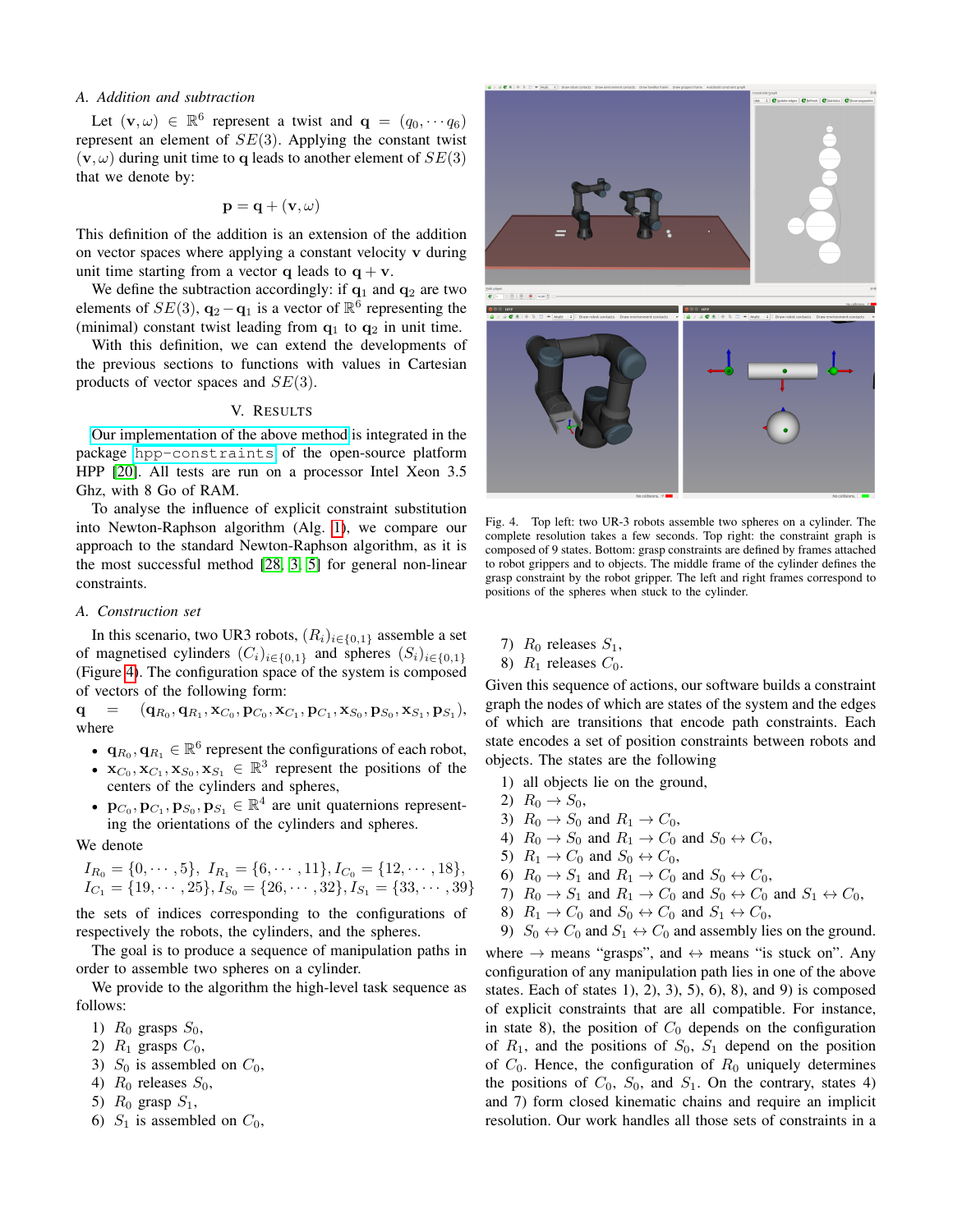### A. Addition and subtraction

Let $(\mathbf{v}, \omega) \in \mathbb{R}^6$ represent a twist and $\mathbf{q} = (q_0, \cdots q_6)$ represent an element of $SE(3)$. Applying the constant twist $(\mathbf{v}, \omega)$ during unit time to $\mathbf{q}$ leads to another element of $SE(3)$ that we denote by:

$$\mathbf{p} = \mathbf{q} + (\mathbf{v}, \omega)$$

This definition of the addition is an extension of the addition on vector spaces where applying a constant velocity $\mathbf{v}$ during unit time starting from a vector $\mathbf{q}$ leads to $\mathbf{q} + \mathbf{v}$.

We define the subtraction accordingly: if $\mathbf{q}_1$ and $\mathbf{q}_2$ are two elements of $SE(3)$, $\mathbf{q}_2 - \mathbf{q}_1$ is a vector of $\mathbb{R}^6$ representing the (minimal) constant twist leading from $\mathbf{q}_1$ to $\mathbf{q}_2$ in unit time.

With this definition, we can extend the developments of the previous sections to functions with values in Cartesian products of vector spaces and $SE(3)$.

## V. Results

Our implementation of the above method is integrated in the package `hpp-constraints` of the open-source platform HPP [20]. All tests are run on a processor Intel Xeon 3.5 Ghz, with 8 Go of RAM.

To analyse the influence of explicit constraint substitution into Newton-Raphson algorithm (Alg. 1), we compare our approach to the standard Newton-Raphson algorithm, as it is the most successful method [28], [3], [5] for general non-linear constraints.

### A. Construction set

In this scenario, two UR3 robots, $(R_i)_{i\in\{0,1\}}$ assemble a set of magnetised cylinders $(C_i)_{i\in\{0,1\}}$ and spheres $(S_i)_{i\in\{0,1\}}$ (Figure 4). The configuration space of the system is composed of vectors of the following form:

$\mathbf{q} = (\mathbf{q}_{R_0}, \mathbf{q}_{R_1}, \mathbf{x}_{C_0}, \mathbf{p}_{C_0}, \mathbf{x}_{C_1}, \mathbf{p}_{C_1}, \mathbf{x}_{S_0}, \mathbf{p}_{S_0}, \mathbf{x}_{S_1}, \mathbf{p}_{S_1})$, where

- $\mathbf{q}_{R_0}, \mathbf{q}_{R_1} \in \mathbb{R}^6$ represent the configurations of each robot,
- $\mathbf{x}_{C_0}, \mathbf{x}_{C_1}, \mathbf{x}_{S_0}, \mathbf{x}_{S_1} \in \mathbb{R}^3$ represent the positions of the centers of the cylinders and spheres,
- $\mathbf{p}_{C_0}, \mathbf{p}_{C_1}, \mathbf{p}_{S_0}, \mathbf{p}_{S_1} \in \mathbb{R}^4$ are unit quaternions representing the orientations of the cylinders and spheres.

We denote

$$I_{R_0} = \{0, \cdots, 5\},\ I_{R_1} = \{6, \cdots, 11\}, I_{C_0} = \{12, \cdots, 18\},$$
$$I_{C_1} = \{19, \cdots, 25\}, I_{S_0} = \{26, \cdots, 32\}, I_{S_1} = \{33, \cdots, 39\}$$

the sets of indices corresponding to the configurations of respectively the robots, the cylinders, and the spheres.

The goal is to produce a sequence of manipulation paths in order to assemble two spheres on a cylinder.

We provide to the algorithm the high-level task sequence as follows:

1) $R_0$ grasps $S_0$,
2) $R_1$ grasps $C_0$,
3) $S_0$ is assembled on $C_0$,
4) $R_0$ releases $S_0$,
5) $R_0$ grasp $S_1$,
6) $S_1$ is assembled on $C_0$,
7) $R_0$ releases $S_1$,
8) $R_1$ releases $C_0$.

Fig. 4. Top left: two UR-3 robots assemble two spheres on a cylinder. The complete resolution takes a few seconds. Top right: the constraint graph is composed of 9 states. Bottom: grasp constraints are defined by frames attached to robot grippers and to objects. The middle frame of the cylinder defines the grasp constraint by the robot gripper. The left and right frames correspond to positions of the spheres when stuck to the cylinder.

Given this sequence of actions, our software builds a constraint graph the nodes of which are states of the system and the edges of which are transitions that encode path constraints. Each state encodes a set of position constraints between robots and objects. The states are the following

1) all objects lie on the ground,
2) $R_0 \rightarrow S_0$,
3) $R_0 \rightarrow S_0$ and $R_1 \rightarrow C_0$,
4) $R_0 \rightarrow S_0$ and $R_1 \rightarrow C_0$ and $S_0 \leftrightarrow C_0$,
5) $R_1 \rightarrow C_0$ and $S_0 \leftrightarrow C_0$,
6) $R_0 \rightarrow S_1$ and $R_1 \rightarrow C_0$ and $S_0 \leftrightarrow C_0$,
7) $R_0 \rightarrow S_1$ and $R_1 \rightarrow C_0$ and $S_0 \leftrightarrow C_0$ and $S_1 \leftrightarrow C_0$,
8) $R_1 \rightarrow C_0$ and $S_0 \leftrightarrow C_0$ and $S_1 \leftrightarrow C_0$,
9) $S_0 \leftrightarrow C_0$ and $S_1 \leftrightarrow C_0$ and assembly lies on the ground.

where $\rightarrow$ means "grasps", and $\leftrightarrow$ means "is stuck on". Any configuration of any manipulation path lies in one of the above states. Each of states 1), 2), 3), 5), 6), 8), and 9) is composed of explicit constraints that are all compatible. For instance, in state 8), the position of $C_0$ depends on the configuration of $R_1$, and the positions of $S_0$, $S_1$ depend on the position of $C_0$. Hence, the configuration of $R_0$ uniquely determines the positions of $C_0$, $S_0$, and $S_1$. On the contrary, states 4) and 7) form closed kinematic chains and require an implicit resolution. Our work handles all those sets of constraints in a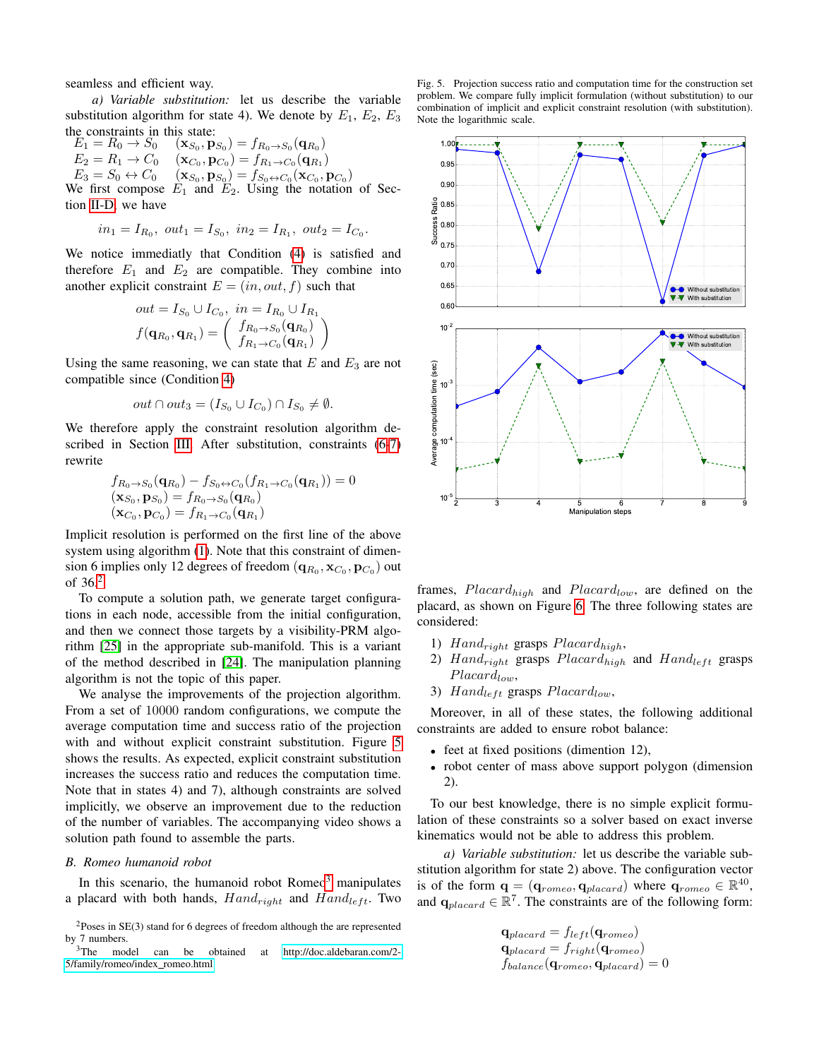seamless and efficient way.

*a) Variable substitution:* let us describe the variable substitution algorithm for state 4). We denote by $E_1$, $E_2$, $E_3$ the constraints in this state:

$$
\begin{array}{ll}
E_1 = R_0 \rightarrow S_0 & (\mathbf{x}_{S_0}, \mathbf{p}_{S_0}) = f_{R_0 \rightarrow S_0}(\mathbf{q}_{R_0}) \\
E_2 = R_1 \rightarrow C_0 & (\mathbf{x}_{C_0}, \mathbf{p}_{C_0}) = f_{R_1 \rightarrow C_0}(\mathbf{q}_{R_1}) \\
E_3 = S_0 \leftrightarrow C_0 & (\mathbf{x}_{S_0}, \mathbf{p}_{S_0}) = f_{S_0 \leftrightarrow C_0}(\mathbf{x}_{C_0}, \mathbf{p}_{C_0})
\end{array}
$$

We first compose $E_1$ and $E_2$. Using the notation of Section II-D, we have

$$in_1 = I_{R_0},\ out_1 = I_{S_0},\ in_2 = I_{R_1},\ out_2 = I_{C_0}.$$

We notice immediatly that Condition (4) is satisfied and therefore $E_1$ and $E_2$ are compatible. They combine into another explicit constraint $E = (in, out, f)$ such that

$$out = I_{S_0} \cup I_{C_0},\ in = I_{R_0} \cup I_{R_1}$$

$$f(\mathbf{q}_{R_0}, \mathbf{q}_{R_1}) = \begin{pmatrix} f_{R_0 \rightarrow S_0}(\mathbf{q}_{R_0}) \\ f_{R_1 \rightarrow C_0}(\mathbf{q}_{R_1}) \end{pmatrix}$$

Using the same reasoning, we can state that $E$ and $E_3$ are not compatible since (Condition 4)

$$out \cap out_3 = (I_{S_0} \cup I_{C_0}) \cap I_{S_0} \neq \emptyset.$$

We therefore apply the constraint resolution algorithm described in Section III. After substitution, constraints (6-7) rewrite

$$
\begin{array}{l}
f_{R_0 \rightarrow S_0}(\mathbf{q}_{R_0}) - f_{S_0 \leftrightarrow C_0}(f_{R_1 \rightarrow C_0}(\mathbf{q}_{R_1})) = 0 \\
(\mathbf{x}_{S_0}, \mathbf{p}_{S_0}) = f_{R_0 \rightarrow S_0}(\mathbf{q}_{R_0}) \\
(\mathbf{x}_{C_0}, \mathbf{p}_{C_0}) = f_{R_1 \rightarrow C_0}(\mathbf{q}_{R_1})
\end{array}
$$

Implicit resolution is performed on the first line of the above system using algorithm (1). Note that this constraint of dimension 6 implies only 12 degrees of freedom $(\mathbf{q}_{R_0}, \mathbf{x}_{C_0}, \mathbf{p}_{C_0})$ out of 36.[2]

To compute a solution path, we generate target configurations in each node, accessible from the initial configuration, and then we connect those targets by a visibility-PRM algorithm [25] in the appropriate sub-manifold. This is a variant of the method described in [24]. The manipulation planning algorithm is not the topic of this paper.

We analyse the improvements of the projection algorithm. From a set of 10000 random configurations, we compute the average computation time and success ratio of the projection with and without explicit constraint substitution. Figure 5 shows the results. As expected, explicit constraint substitution increases the success ratio and reduces the computation time. Note that in states 4) and 7), although constraints are solved implicitly, we observe an improvement due to the reduction of the number of variables. The accompanying video shows a solution path found to assemble the parts.

### B. Romeo humanoid robot

In this scenario, the humanoid robot Romeo[3] manipulates a placard with both hands, $Hand_{right}$ and $Hand_{left}$. Two frames, $Placard_{high}$ and $Placard_{low}$, are defined on the placard, as shown on Figure 6. The three following states are considered:

1) $Hand_{right}$ grasps $Placard_{high}$,
2) $Hand_{right}$ grasps $Placard_{high}$ and $Hand_{left}$ grasps $Placard_{low}$,
3) $Hand_{left}$ grasps $Placard_{low}$,

Moreover, in all of these states, the following additional constraints are added to ensure robot balance:

- feet at fixed positions (dimention 12),
- robot center of mass above support polygon (dimension 2).

To our best knowledge, there is no simple explicit formulation of these constraints so a solver based on exact inverse kinematics would not be able to address this problem.

*a) Variable substitution:* let us describe the variable substitution algorithm for state 2) above. The configuration vector is of the form $\mathbf{q} = (\mathbf{q}_{romeo}, \mathbf{q}_{placard})$ where $\mathbf{q}_{romeo} \in \mathbb{R}^{40}$, and $\mathbf{q}_{placard} \in \mathbb{R}^7$. The constraints are of the following form:

$$
\begin{array}{l}
\mathbf{q}_{placard} = f_{left}(\mathbf{q}_{romeo}) \\
\mathbf{q}_{placard} = f_{right}(\mathbf{q}_{romeo}) \\
f_{balance}(\mathbf{q}_{romeo}, \mathbf{q}_{placard}) = 0
\end{array}
$$

Fig. 5. Projection success ratio and computation time for the construction set problem. We compare fully implicit formulation (without substitution) to our combination of implicit and explicit constraint resolution (with substitution). Note the logarithmic scale.

[2] Poses in SE(3) stand for 6 degrees of freedom although the are represented by 7 numbers.

[3] The model can be obtained at http://doc.aldebaran.com/2-5/family/romeo/index_romeo.html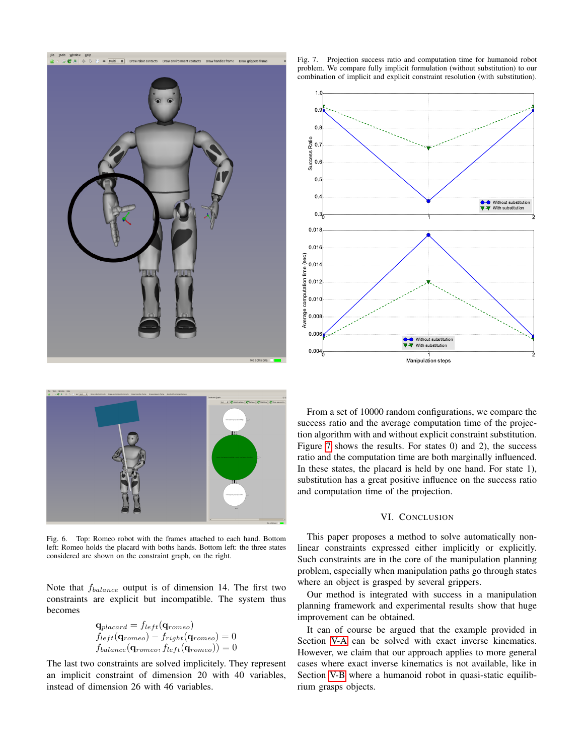Fig. 6. Top: Romeo robot with the frames attached to each hand. Bottom left: Romeo holds the placard with boths hands. Bottom left: the three states considered are shown on the constraint graph, on the right.

Note that $f_{balance}$ output is of dimension 14. The first two constraints are explicit but incompatible. The system thus becomes

$$
\begin{aligned}
\mathbf{q}_{placard} &= f_{left}(\mathbf{q}_{romeo}) \\
f_{left}(\mathbf{q}_{romeo}) - f_{right}(\mathbf{q}_{romeo}) &= 0 \\
f_{balance}(\mathbf{q}_{romeo}, f_{left}(\mathbf{q}_{romeo})) &= 0
\end{aligned}
$$

The last two constraints are solved implicitely. They represent an implicit constraint of dimension 20 with 40 variables, instead of dimension 26 with 46 variables.

Fig. 7. Projection success ratio and computation time for humanoid robot problem. We compare fully implicit formulation (without substitution) to our combination of implicit and explicit constraint resolution (with substitution).

From a set of 10000 random configurations, we compare the success ratio and the average computation time of the projection algorithm with and without explicit constraint substitution. Figure 7 shows the results. For states 0) and 2), the success ratio and the computation time are both marginally influenced. In these states, the placard is held by one hand. For state 1), substitution has a great positive influence on the success ratio and computation time of the projection.

## VI. Conclusion

This paper proposes a method to solve automatically non-linear constraints expressed either implicitly or explicitly. Such constraints are in the core of the manipulation planning problem, especially when manipulation paths go through states where an object is grasped by several grippers.

Our method is integrated with success in a manipulation planning framework and experimental results show that huge improvement can be obtained.

It can of course be argued that the example provided in Section V-A can be solved with exact inverse kinematics. However, we claim that our approach applies to more general cases where exact inverse kinematics is not available, like in Section V-B where a humanoid robot in quasi-static equilibrium grasps objects.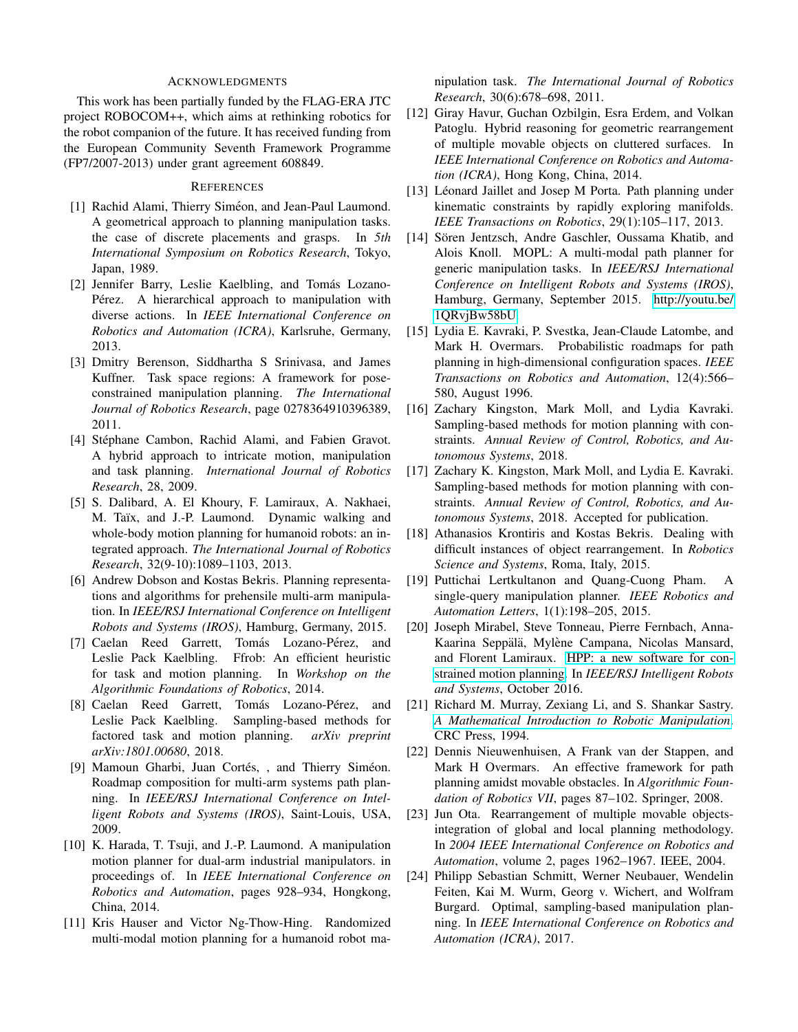## Acknowledgments

This work has been partially funded by the FLAG-ERA JTC project ROBOCOM++, which aims at rethinking robotics for the robot companion of the future. It has received funding from the European Community Seventh Framework Programme (FP7/2007-2013) under grant agreement 608849.

## References

[1] Rachid Alami, Thierry Siméon, and Jean-Paul Laumond. A geometrical approach to planning manipulation tasks. the case of discrete placements and grasps. In *5th International Symposium on Robotics Research*, Tokyo, Japan, 1989.

[2] Jennifer Barry, Leslie Kaelbling, and Tomás Lozano-Pérez. A hierarchical approach to manipulation with diverse actions. In *IEEE International Conference on Robotics and Automation (ICRA)*, Karlsruhe, Germany, 2013.

[3] Dmitry Berenson, Siddhartha S Srinivasa, and James Kuffner. Task space regions: A framework for pose-constrained manipulation planning. *The International Journal of Robotics Research*, page 0278364910396389, 2011.

[4] Stéphane Cambon, Rachid Alami, and Fabien Gravot. A hybrid approach to intricate motion, manipulation and task planning. *International Journal of Robotics Research*, 28, 2009.

[5] S. Dalibard, A. El Khoury, F. Lamiraux, A. Nakhaei, M. Taïx, and J.-P. Laumond. Dynamic walking and whole-body motion planning for humanoid robots: an integrated approach. *The International Journal of Robotics Research*, 32(9-10):1089–1103, 2013.

[6] Andrew Dobson and Kostas Bekris. Planning representations and algorithms for prehensile multi-arm manipulation. In *IEEE/RSJ International Conference on Intelligent Robots and Systems (IROS)*, Hamburg, Germany, 2015.

[7] Caelan Reed Garrett, Tomás Lozano-Pérez, and Leslie Pack Kaelbling. Ffrob: An efficient heuristic for task and motion planning. In *Workshop on the Algorithmic Foundations of Robotics*, 2014.

[8] Caelan Reed Garrett, Tomás Lozano-Pérez, and Leslie Pack Kaelbling. Sampling-based methods for factored task and motion planning. *arXiv preprint arXiv:1801.00680*, 2018.

[9] Mamoun Gharbi, Juan Cortés, , and Thierry Siméon. Roadmap composition for multi-arm systems path planning. In *IEEE/RSJ International Conference on Intelligent Robots and Systems (IROS)*, Saint-Louis, USA, 2009.

[10] K. Harada, T. Tsuji, and J.-P. Laumond. A manipulation motion planner for dual-arm industrial manipulators. in proceedings of. In *IEEE International Conference on Robotics and Automation*, pages 928–934, Hongkong, China, 2014.

[11] Kris Hauser and Victor Ng-Thow-Hing. Randomized multi-modal motion planning for a humanoid robot manipulation task. *The International Journal of Robotics Research*, 30(6):678–698, 2011.

[12] Giray Havur, Guchan Ozbilgin, Esra Erdem, and Volkan Patoglu. Hybrid reasoning for geometric rearrangement of multiple movable objects on cluttered surfaces. In *IEEE International Conference on Robotics and Automation (ICRA)*, Hong Kong, China, 2014.

[13] Léonard Jaillet and Josep M Porta. Path planning under kinematic constraints by rapidly exploring manifolds. *IEEE Transactions on Robotics*, 29(1):105–117, 2013.

[14] Sören Jentzsch, Andre Gaschler, Oussama Khatib, and Alois Knoll. MOPL: A multi-modal path planner for generic manipulation tasks. In *IEEE/RSJ International Conference on Intelligent Robots and Systems (IROS)*, Hamburg, Germany, September 2015. http://youtu.be/1QRvjBw58bU.

[15] Lydia E. Kavraki, P. Svestka, Jean-Claude Latombe, and Mark H. Overmars. Probabilistic roadmaps for path planning in high-dimensional configuration spaces. *IEEE Transactions on Robotics and Automation*, 12(4):566–580, August 1996.

[16] Zachary Kingston, Mark Moll, and Lydia Kavraki. Sampling-based methods for motion planning with constraints. *Annual Review of Control, Robotics, and Autonomous Systems*, 2018.

[17] Zachary K. Kingston, Mark Moll, and Lydia E. Kavraki. Sampling-based methods for motion planning with constraints. *Annual Review of Control, Robotics, and Autonomous Systems*, 2018. Accepted for publication.

[18] Athanasios Krontiris and Kostas Bekris. Dealing with difficult instances of object rearrangement. In *Robotics Science and Systems*, Roma, Italy, 2015.

[19] Puttichai Lertkultanon and Quang-Cuong Pham. A single-query manipulation planner. *IEEE Robotics and Automation Letters*, 1(1):198–205, 2015.

[20] Joseph Mirabel, Steve Tonneau, Pierre Fernbach, Anna-Kaarina Seppälä, Mylène Campana, Nicolas Mansard, and Florent Lamiraux. HPP: a new software for constrained motion planning. In *IEEE/RSJ Intelligent Robots and Systems*, October 2016.

[21] Richard M. Murray, Zexiang Li, and S. Shankar Sastry. *A Mathematical Introduction to Robotic Manipulation*. CRC Press, 1994.

[22] Dennis Nieuwenhuisen, A Frank van der Stappen, and Mark H Overmars. An effective framework for path planning amidst movable obstacles. In *Algorithmic Foundation of Robotics VII*, pages 87–102. Springer, 2008.

[23] Jun Ota. Rearrangement of multiple movable objects-integration of global and local planning methodology. In *2004 IEEE International Conference on Robotics and Automation*, volume 2, pages 1962–1967. IEEE, 2004.

[24] Philipp Sebastian Schmitt, Werner Neubauer, Wendelin Feiten, Kai M. Wurm, Georg v. Wichert, and Wolfram Burgard. Optimal, sampling-based manipulation planning. In *IEEE International Conference on Robotics and Automation (ICRA)*, 2017.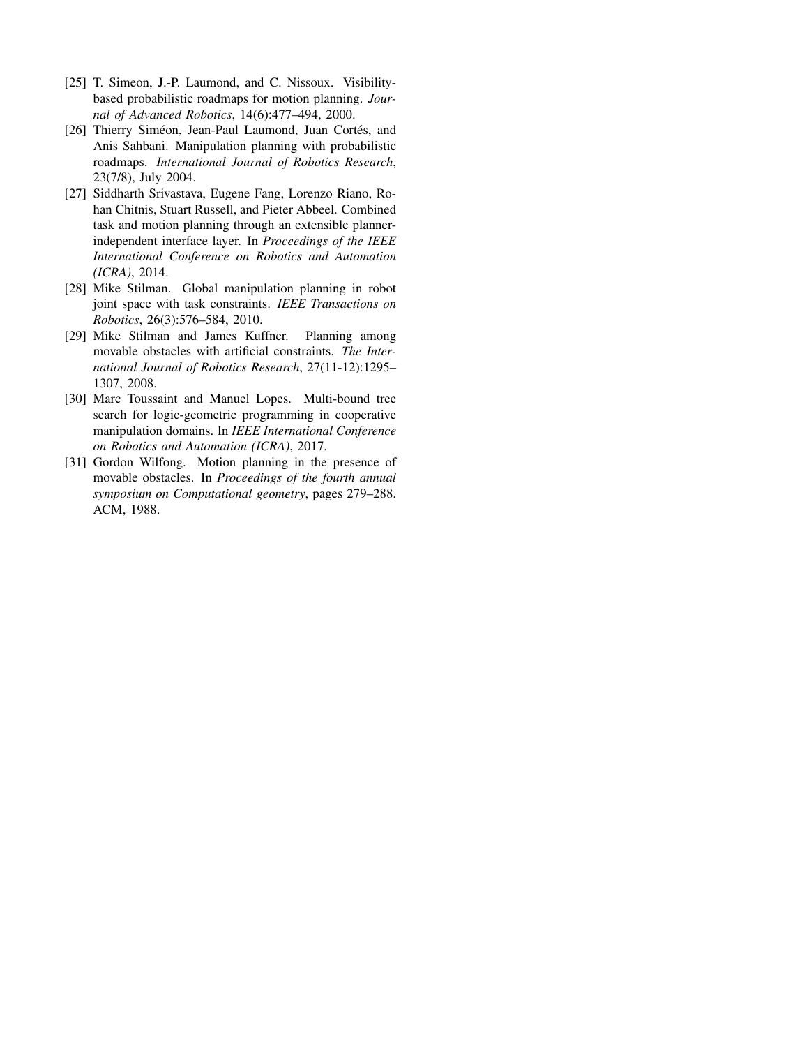[25] T. Simeon, J.-P. Laumond, and C. Nissoux. Visibility-based probabilistic roadmaps for motion planning. *Journal of Advanced Robotics*, 14(6):477–494, 2000.

[26] Thierry Siméon, Jean-Paul Laumond, Juan Cortés, and Anis Sahbani. Manipulation planning with probabilistic roadmaps. *International Journal of Robotics Research*, 23(7/8), July 2004.

[27] Siddharth Srivastava, Eugene Fang, Lorenzo Riano, Rohan Chitnis, Stuart Russell, and Pieter Abbeel. Combined task and motion planning through an extensible planner-independent interface layer. In *Proceedings of the IEEE International Conference on Robotics and Automation (ICRA)*, 2014.

[28] Mike Stilman. Global manipulation planning in robot joint space with task constraints. *IEEE Transactions on Robotics*, 26(3):576–584, 2010.

[29] Mike Stilman and James Kuffner. Planning among movable obstacles with artificial constraints. *The International Journal of Robotics Research*, 27(11-12):1295–1307, 2008.

[30] Marc Toussaint and Manuel Lopes. Multi-bound tree search for logic-geometric programming in cooperative manipulation domains. In *IEEE International Conference on Robotics and Automation (ICRA)*, 2017.

[31] Gordon Wilfong. Motion planning in the presence of movable obstacles. In *Proceedings of the fourth annual symposium on Computational geometry*, pages 279–288. ACM, 1988.